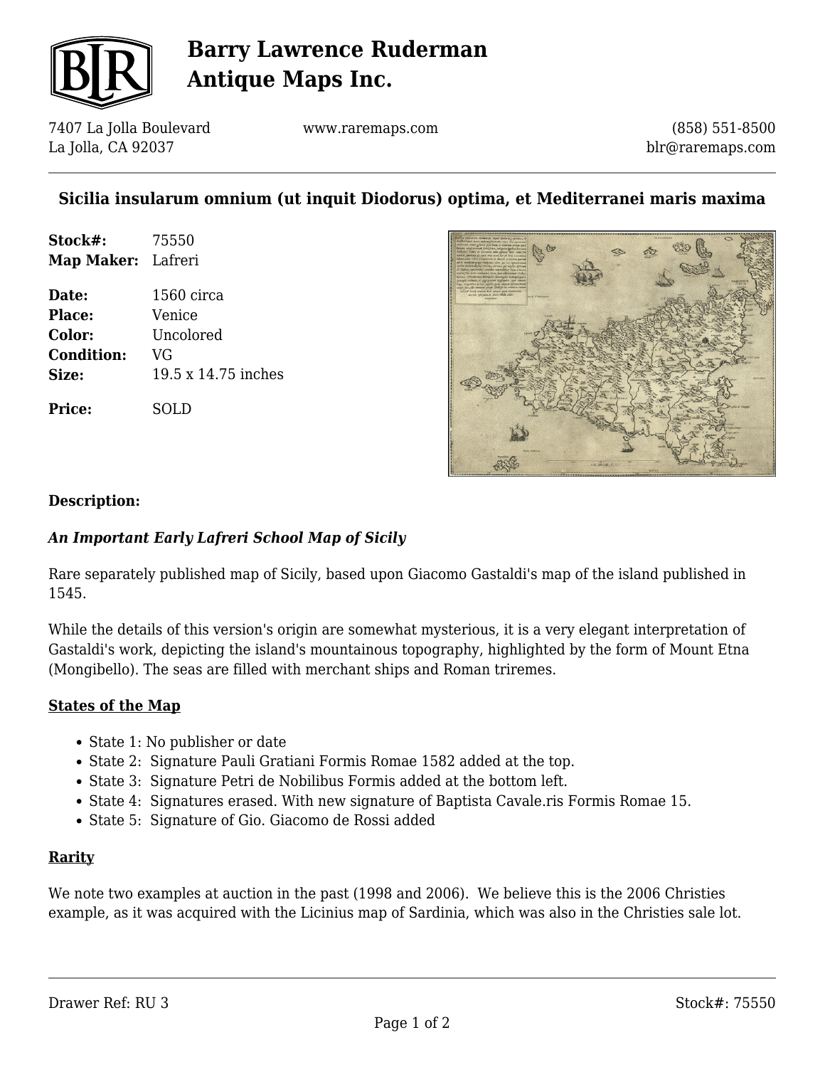# Barry Lawrence Ruderman Antique Maps Inc.

7407 La Jolla Boulevard
La Jolla, CA 92037

www.raremaps.com

(858) 551-8500
blr@raremaps.com

## Sicilia insularum omnium (ut inquit Diodorus) optima, et Mediterranei maris maxima

**Stock#:** 75550
**Map Maker:** Lafreri

**Date:** 1560 circa
**Place:** Venice
**Color:** Uncolored
**Condition:** VG
**Size:** 19.5 x 14.75 inches

**Price:** SOLD

**Description:**

***An Important Early Lafreri School Map of Sicily***

Rare separately published map of Sicily, based upon Giacomo Gastaldi's map of the island published in 1545.

While the details of this version's origin are somewhat mysterious, it is a very elegant interpretation of Gastaldi's work, depicting the island's mountainous topography, highlighted by the form of Mount Etna (Mongibello). The seas are filled with merchant ships and Roman triremes.

**States of the Map**

- State 1: No publisher or date
- State 2: Signature Pauli Gratiani Formis Romae 1582 added at the top.
- State 3: Signature Petri de Nobilibus Formis added at the bottom left.
- State 4: Signatures erased. With new signature of Baptista Cavale.ris Formis Romae 15.
- State 5: Signature of Gio. Giacomo de Rossi added

**Rarity**

We note two examples at auction in the past (1998 and 2006). We believe this is the 2006 Christies example, as it was acquired with the Licinius map of Sardinia, which was also in the Christies sale lot.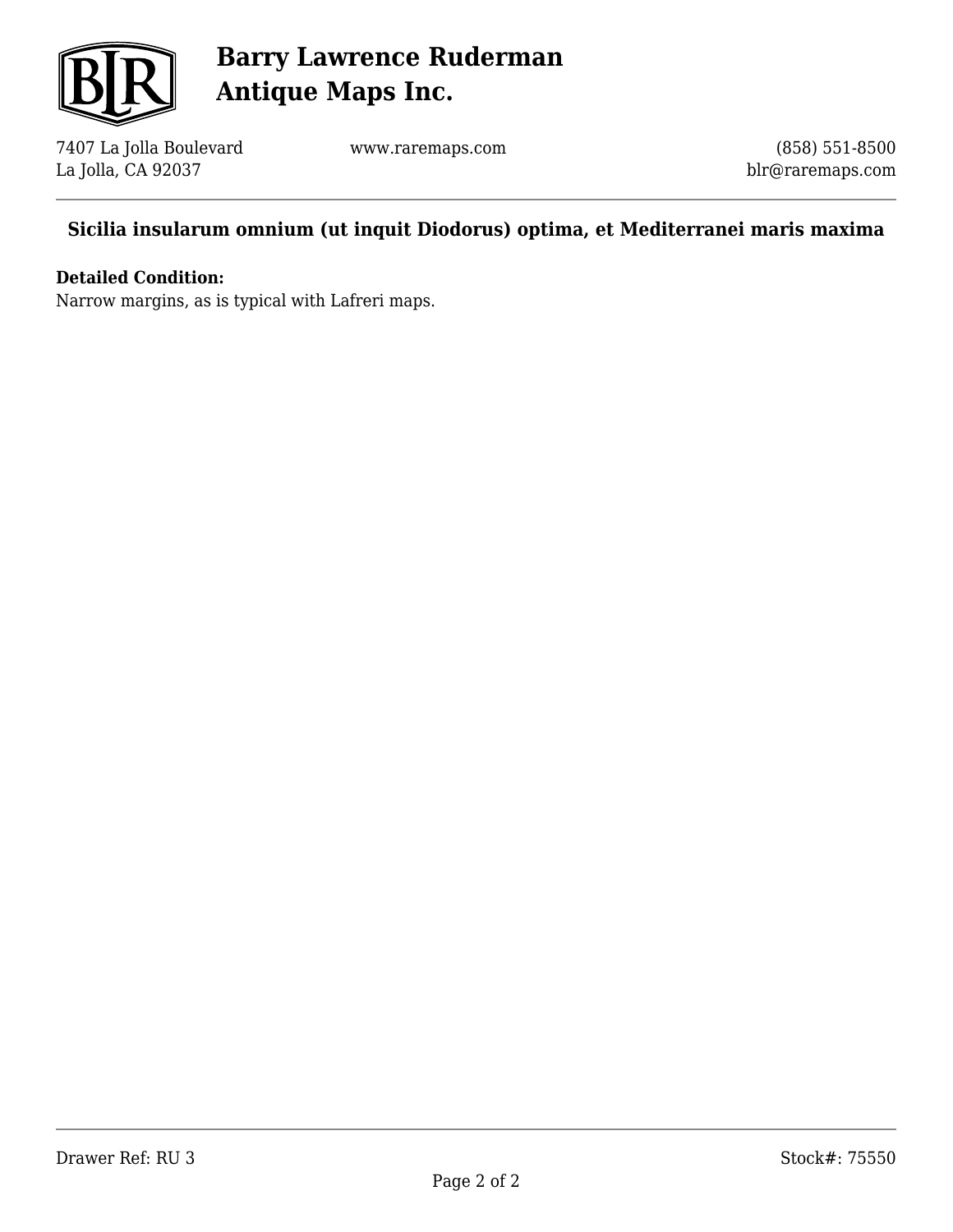**Sicilia insularum omnium (ut inquit Diodorus) optima, et Mediterranei maris maxima**

**Detailed Condition:**
Narrow margins, as is typical with Lafreri maps.